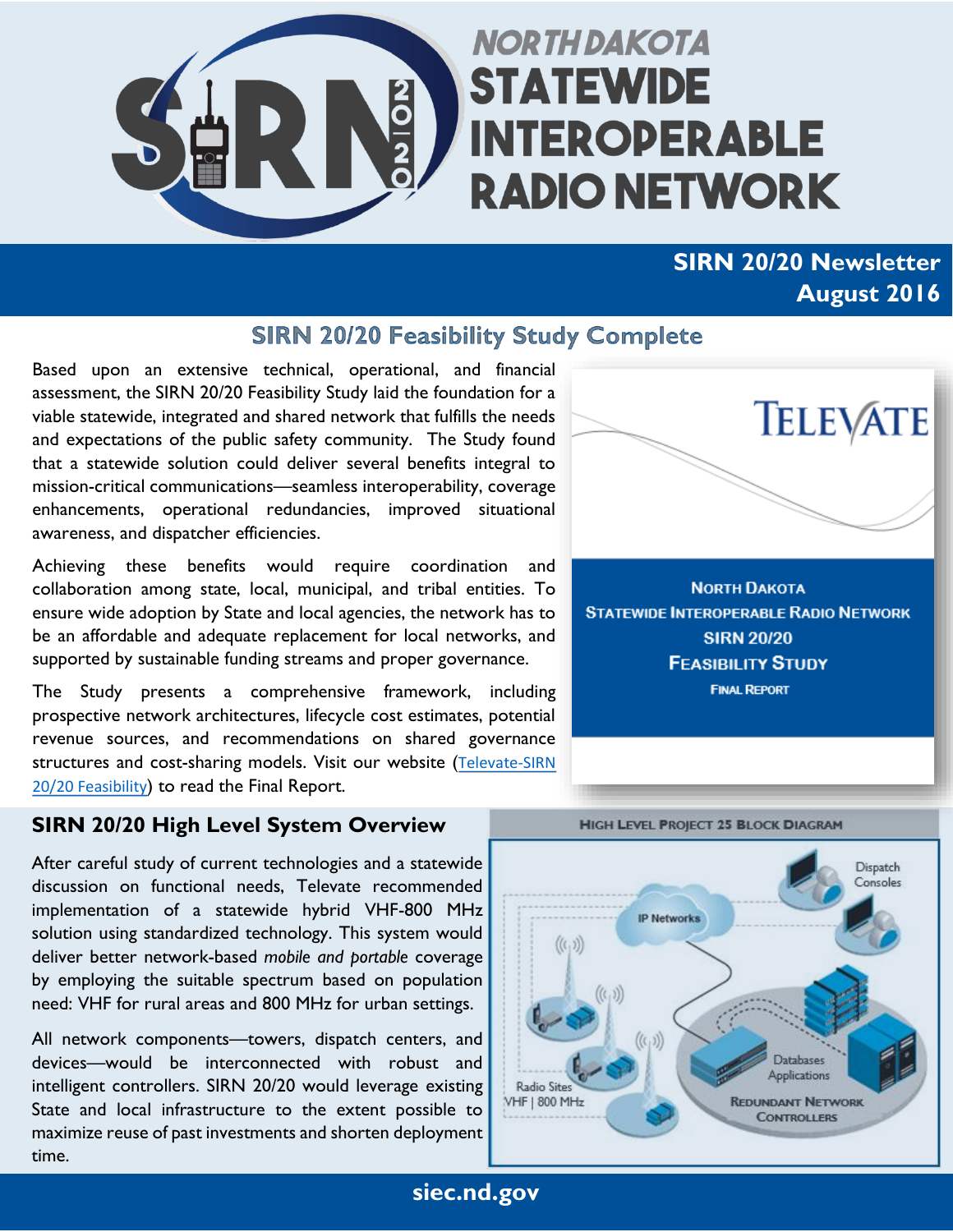# NORTH DAKOTA STATEWIDE INTEROPERABLE RADIO NETWORK

**SIRN 20/20 Newsletter**
**August 2016**

## SIRN 20/20 Feasibility Study Complete

Based upon an extensive technical, operational, and financial assessment, the SIRN 20/20 Feasibility Study laid the foundation for a viable statewide, integrated and shared network that fulfills the needs and expectations of the public safety community. The Study found that a statewide solution could deliver several benefits integral to mission-critical communications—seamless interoperability, coverage enhancements, operational redundancies, improved situational awareness, and dispatcher efficiencies.

Achieving these benefits would require coordination and collaboration among state, local, municipal, and tribal entities. To ensure wide adoption by State and local agencies, the network has to be an affordable and adequate replacement for local networks, and supported by sustainable funding streams and proper governance.

The Study presents a comprehensive framework, including prospective network architectures, lifecycle cost estimates, potential revenue sources, and recommendations on shared governance structures and cost-sharing models. Visit our website (Televate-SIRN 20/20 Feasibility) to read the Final Report.

TELEVATE

NORTH DAKOTA STATEWIDE INTEROPERABLE RADIO NETWORK SIRN 20/20 FEASIBILITY STUDY FINAL REPORT

## SIRN 20/20 High Level System Overview

After careful study of current technologies and a statewide discussion on functional needs, Televate recommended implementation of a statewide hybrid VHF-800 MHz solution using standardized technology. This system would deliver better network-based *mobile and portable* coverage by employing the suitable spectrum based on population need: VHF for rural areas and 800 MHz for urban settings.

All network components—towers, dispatch centers, and devices—would be interconnected with robust and intelligent controllers. SIRN 20/20 would leverage existing State and local infrastructure to the extent possible to maximize reuse of past investments and shorten deployment time.

HIGH LEVEL PROJECT 25 BLOCK DIAGRAM

Dispatch Consoles · IP Networks · Radio Sites VHF | 800 MHz · Databases Applications · REDUNDANT NETWORK CONTROLLERS

siec.nd.gov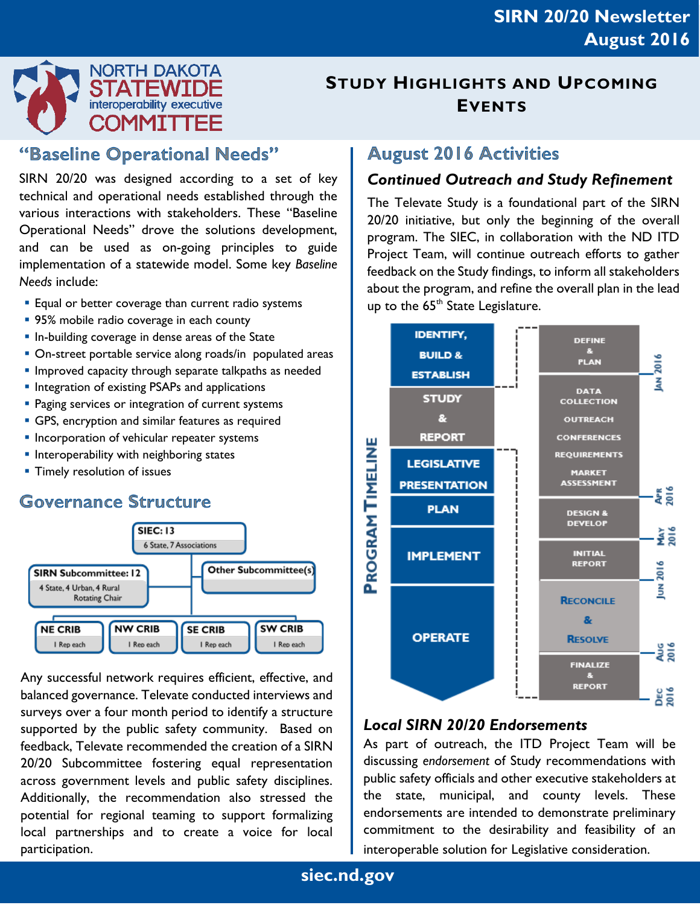# SIRN 20/20 Newsletter August 2016

NORTH DAKOTA STATEWIDE interoperability executive COMMITTEE

## Study Highlights and Upcoming Events

## "Baseline Operational Needs"

SIRN 20/20 was designed according to a set of key technical and operational needs established through the various interactions with stakeholders. These "Baseline Operational Needs" drove the solutions development, and can be used as on-going principles to guide implementation of a statewide model. Some key *Baseline Needs* include:

- Equal or better coverage than current radio systems
- 95% mobile radio coverage in each county
- In-building coverage in dense areas of the State
- On-street portable service along roads/in populated areas
- Improved capacity through separate talkpaths as needed
- Integration of existing PSAPs and applications
- Paging services or integration of current systems
- GPS, encryption and similar features as required
- Incorporation of vehicular repeater systems
- Interoperability with neighboring states
- Timely resolution of issues

## Governance Structure

SIEC: 13
6 State, 7 Associations

SIRN Subcommittee: 12
4 State, 4 Urban, 4 Rural
Rotating Chair

Other Subcommittee(s)

NE CRIB
1 Rep each

NW CRIB
1 Rep each

SE CRIB
1 Rep each

SW CRIB
1 Rep each

Any successful network requires efficient, effective, and balanced governance. Televate conducted interviews and surveys over a four month period to identify a structure supported by the public safety community. Based on feedback, Televate recommended the creation of a SIRN 20/20 Subcommittee fostering equal representation across government levels and public safety disciplines. Additionally, the recommendation also stressed the potential for regional teaming to support formalizing local partnerships and to create a voice for local participation.

## August 2016 Activities

### *Continued Outreach and Study Refinement*

The Televate Study is a foundational part of the SIRN 20/20 initiative, but only the beginning of the overall program. The SIEC, in collaboration with the ND ITD Project Team, will continue outreach efforts to gather feedback on the Study findings, to inform all stakeholders about the program, and refine the overall plan in the lead up to the 65th State Legislature.

Program Timeline

Identify, Build & Establish
Study & Report
Legislative Presentation
Plan
Implement
Operate

Define & Plan
Jan 2016
Data Collection
Outreach
Conferences
Requirements
Market Assessment
Apr 2016
Design & Develop
May 2016
Initial Report
Jun 2016
Reconcile & Resolve
Aug 2016
Finalize & Report
Dec 2016

### *Local SIRN 20/20 Endorsements*

As part of outreach, the ITD Project Team will be discussing *endorsement* of Study recommendations with public safety officials and other executive stakeholders at the state, municipal, and county levels. These endorsements are intended to demonstrate preliminary commitment to the desirability and feasibility of an interoperable solution for Legislative consideration.

siec.nd.gov